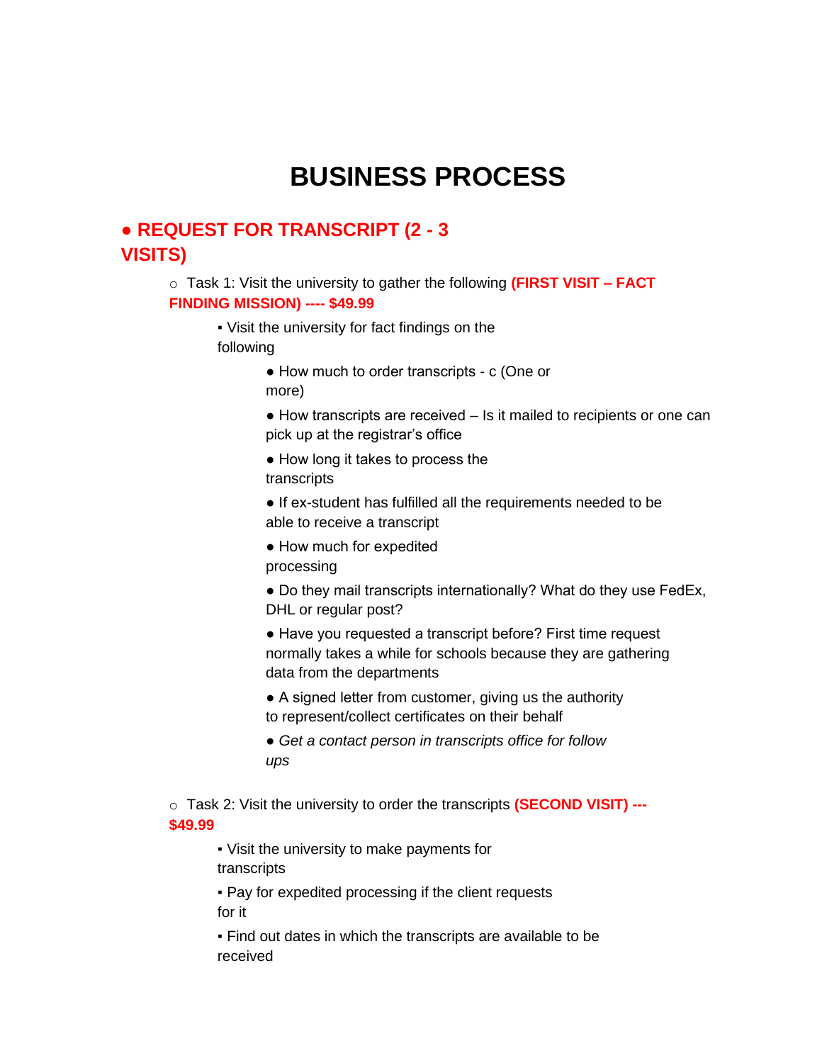# BUSINESS PROCESS

## ● REQUEST FOR TRANSCRIPT (2 - 3 VISITS)

- Task 1: Visit the university to gather the following **(FIRST VISIT – FACT FINDING MISSION) ---- $49.99**
  - Visit the university for fact findings on the following
    - How much to order transcripts - c (One or more)
    - How transcripts are received – Is it mailed to recipients or one can pick up at the registrar's office
    - How long it takes to process the transcripts
    - If ex-student has fulfilled all the requirements needed to be able to receive a transcript
    - How much for expedited processing
    - Do they mail transcripts internationally? What do they use FedEx, DHL or regular post?
    - Have you requested a transcript before? First time request normally takes a while for schools because they are gathering data from the departments
    - A signed letter from customer, giving us the authority to represent/collect certificates on their behalf
    - *Get a contact person in transcripts office for follow ups*

- Task 2: Visit the university to order the transcripts **(SECOND VISIT) --- $49.99**
  - Visit the university to make payments for transcripts
  - Pay for expedited processing if the client requests for it
  - Find out dates in which the transcripts are available to be received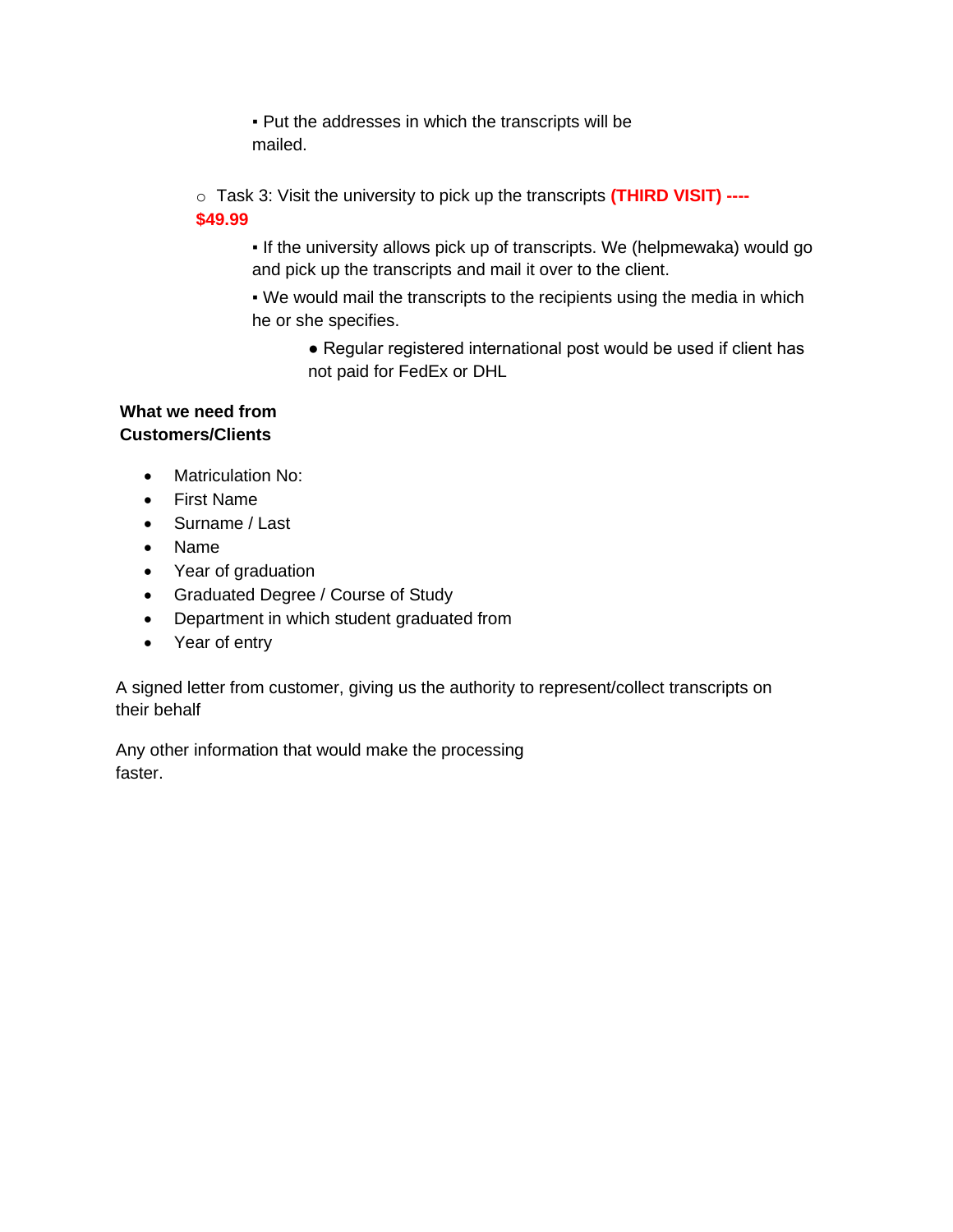- ▪ Put the addresses in which the transcripts will be mailed.

- ○ Task 3: Visit the university to pick up the transcripts **(THIRD VISIT) ---- $49.99**
  - ▪ If the university allows pick up of transcripts. We (helpmewaka) would go and pick up the transcripts and mail it over to the client.
  - ▪ We would mail the transcripts to the recipients using the media in which he or she specifies.
    - ● Regular registered international post would be used if client has not paid for FedEx or DHL

**What we need from Customers/Clients**

- Matriculation No:
- First Name
- Surname / Last
- Name
- Year of graduation
- Graduated Degree / Course of Study
- Department in which student graduated from
- Year of entry

A signed letter from customer, giving us the authority to represent/collect transcripts on their behalf

Any other information that would make the processing faster.